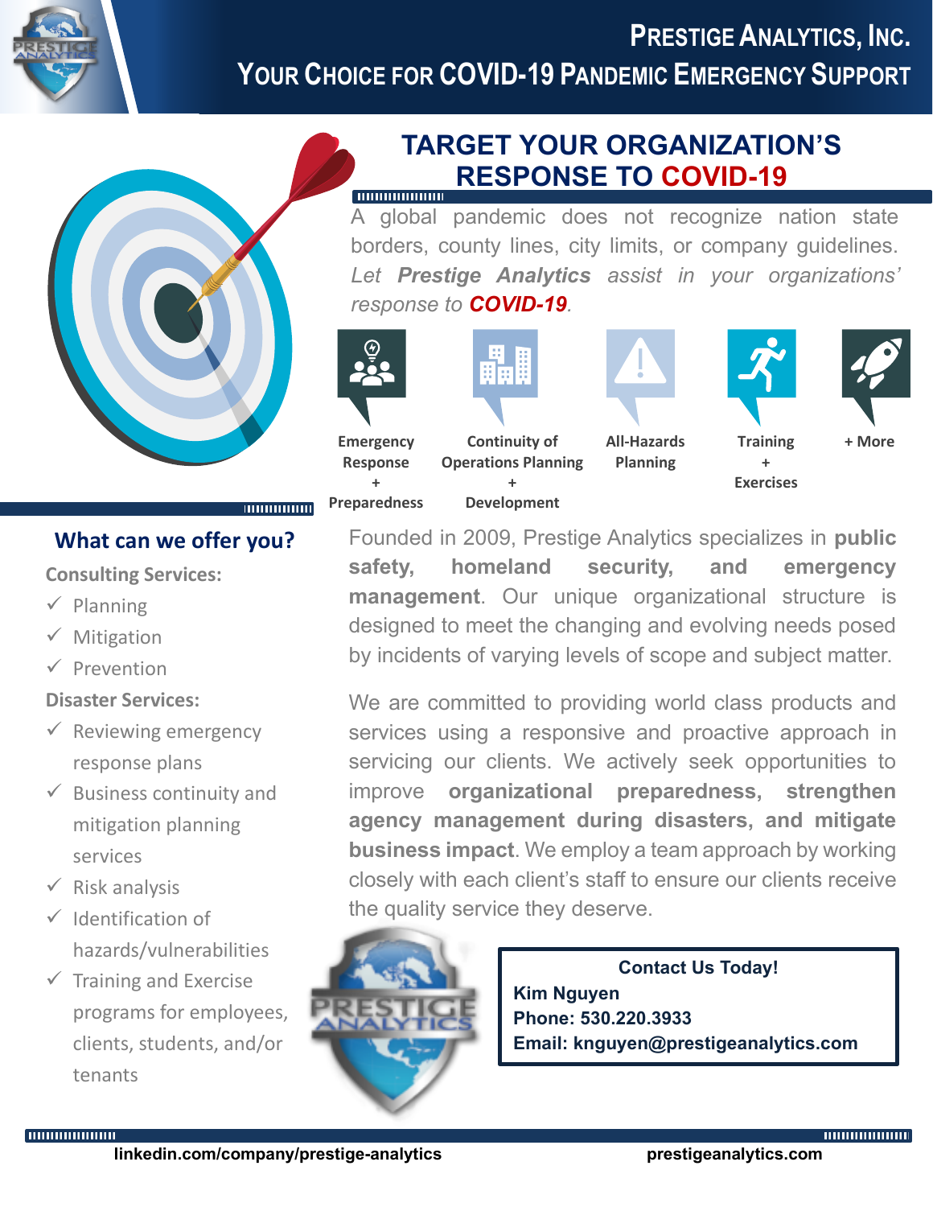# PRESTIGE ANALYTICS, INC.

## YOUR CHOICE FOR COVID-19 PANDEMIC EMERGENCY SUPPORT

## TARGET YOUR ORGANIZATION'S RESPONSE TO COVID-19

A global pandemic does not recognize nation state borders, county lines, city limits, or company guidelines. *Let **Prestige Analytics** assist in your organizations' response to **COVID-19**.*

- **Emergency Response + Preparedness**
- **Continuity of Operations Planning + Development**
- **All-Hazards Planning**
- **Training + Exercises**
- **+ More**

### What can we offer you?

**Consulting Services:**

- ✓ Planning
- ✓ Mitigation
- ✓ Prevention

**Disaster Services:**

- ✓ Reviewing emergency response plans
- ✓ Business continuity and mitigation planning services
- ✓ Risk analysis
- ✓ Identification of hazards/vulnerabilities
- ✓ Training and Exercise programs for employees, clients, students, and/or tenants

Founded in 2009, Prestige Analytics specializes in **public safety, homeland security, and emergency management**. Our unique organizational structure is designed to meet the changing and evolving needs posed by incidents of varying levels of scope and subject matter.

We are committed to providing world class products and services using a responsive and proactive approach in servicing our clients. We actively seek opportunities to improve **organizational preparedness, strengthen agency management during disasters, and mitigate business impact**. We employ a team approach by working closely with each client's staff to ensure our clients receive the quality service they deserve.

**Contact Us Today!**
**Kim Nguyen**
**Phone: 530.220.3933**
**Email: knguyen@prestigeanalytics.com**

**linkedin.com/company/prestige-analytics** **prestigeanalytics.com**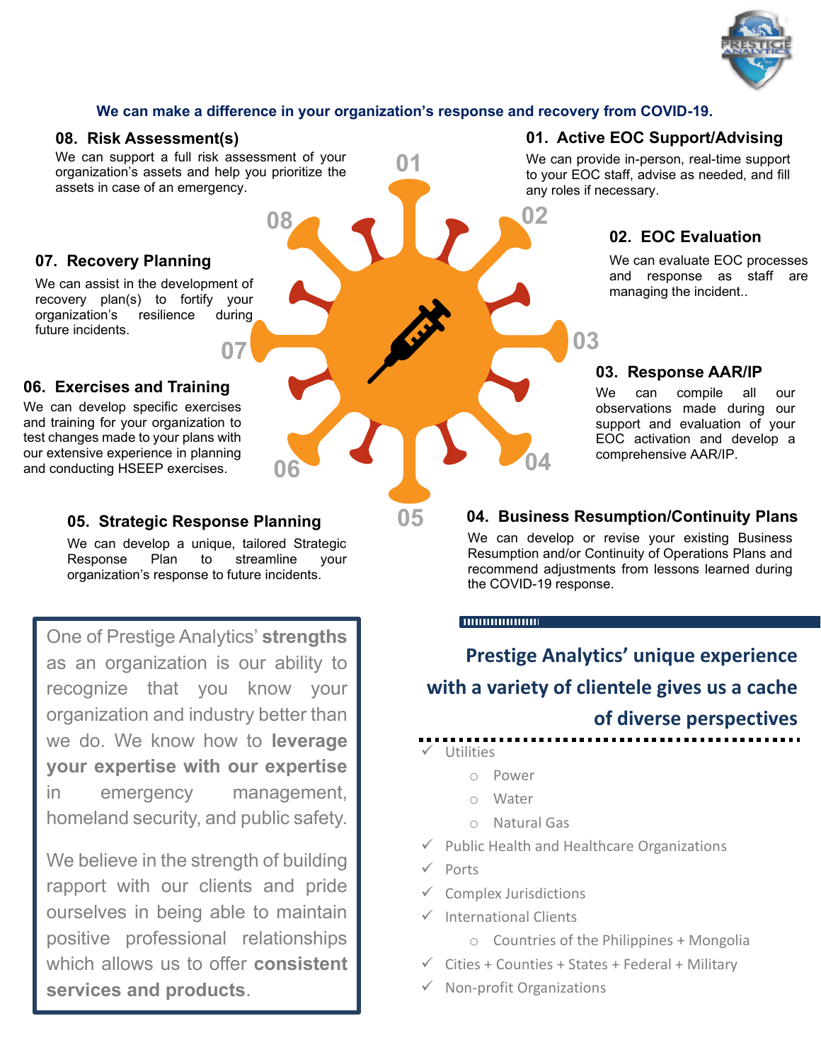**We can make a difference in your organization's response and recovery from COVID-19.**

### 01. Active EOC Support/Advising

We can provide in-person, real-time support to your EOC staff, advise as needed, and fill any roles if necessary.

### 02. EOC Evaluation

We can evaluate EOC processes and response as staff are managing the incident..

### 03. Response AAR/IP

We can compile all our observations made during our support and evaluation of your EOC activation and develop a comprehensive AAR/IP.

### 04. Business Resumption/Continuity Plans

We can develop or revise your existing Business Resumption and/or Continuity of Operations Plans and recommend adjustments from lessons learned during the COVID-19 response.

### 05. Strategic Response Planning

We can develop a unique, tailored Strategic Response Plan to streamline your organization's response to future incidents.

### 06. Exercises and Training

We can develop specific exercises and training for your organization to test changes made to your plans with our extensive experience in planning and conducting HSEEP exercises.

### 07. Recovery Planning

We can assist in the development of recovery plan(s) to fortify your organization's resilience during future incidents.

### 08. Risk Assessment(s)

We can support a full risk assessment of your organization's assets and help you prioritize the assets in case of an emergency.

One of Prestige Analytics' **strengths** as an organization is our ability to recognize that you know your organization and industry better than we do. We know how to **leverage your expertise with our expertise** in emergency management, homeland security, and public safety.

We believe in the strength of building rapport with our clients and pride ourselves in being able to maintain positive professional relationships which allows us to offer **consistent services and products**.

## Prestige Analytics' unique experience with a variety of clientele gives us a cache of diverse perspectives

- ✓ Utilities
  - Power
  - Water
  - Natural Gas
- ✓ Public Health and Healthcare Organizations
- ✓ Ports
- ✓ Complex Jurisdictions
- ✓ International Clients
  - Countries of the Philippines + Mongolia
- ✓ Cities + Counties + States + Federal + Military
- ✓ Non-profit Organizations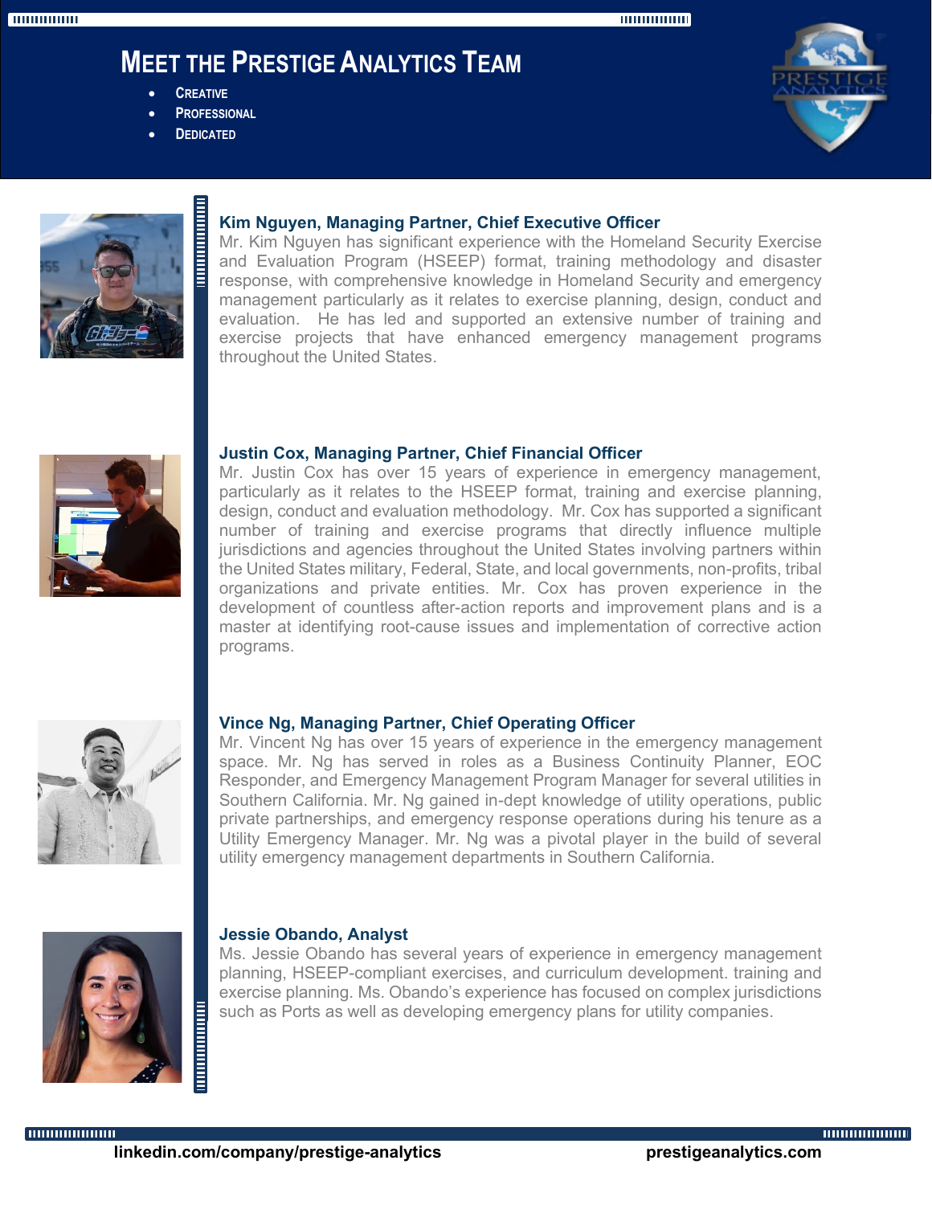# Meet the Prestige Analytics Team

- Creative
- Professional
- Dedicated

PRESTIGE ANALYTICS

### Kim Nguyen, Managing Partner, Chief Executive Officer

Mr. Kim Nguyen has significant experience with the Homeland Security Exercise and Evaluation Program (HSEEP) format, training methodology and disaster response, with comprehensive knowledge in Homeland Security and emergency management particularly as it relates to exercise planning, design, conduct and evaluation. He has led and supported an extensive number of training and exercise projects that have enhanced emergency management programs throughout the United States.

### Justin Cox, Managing Partner, Chief Financial Officer

Mr. Justin Cox has over 15 years of experience in emergency management, particularly as it relates to the HSEEP format, training and exercise planning, design, conduct and evaluation methodology. Mr. Cox has supported a significant number of training and exercise programs that directly influence multiple jurisdictions and agencies throughout the United States involving partners within the United States military, Federal, State, and local governments, non-profits, tribal organizations and private entities. Mr. Cox has proven experience in the development of countless after-action reports and improvement plans and is a master at identifying root-cause issues and implementation of corrective action programs.

### Vince Ng, Managing Partner, Chief Operating Officer

Mr. Vincent Ng has over 15 years of experience in the emergency management space. Mr. Ng has served in roles as a Business Continuity Planner, EOC Responder, and Emergency Management Program Manager for several utilities in Southern California. Mr. Ng gained in-dept knowledge of utility operations, public private partnerships, and emergency response operations during his tenure as a Utility Emergency Manager. Mr. Ng was a pivotal player in the build of several utility emergency management departments in Southern California.

### Jessie Obando, Analyst

Ms. Jessie Obando has several years of experience in emergency management planning, HSEEP-compliant exercises, and curriculum development. training and exercise planning. Ms. Obando's experience has focused on complex jurisdictions such as Ports as well as developing emergency plans for utility companies.

**linkedin.com/company/prestige-analytics** **prestigeanalytics.com**